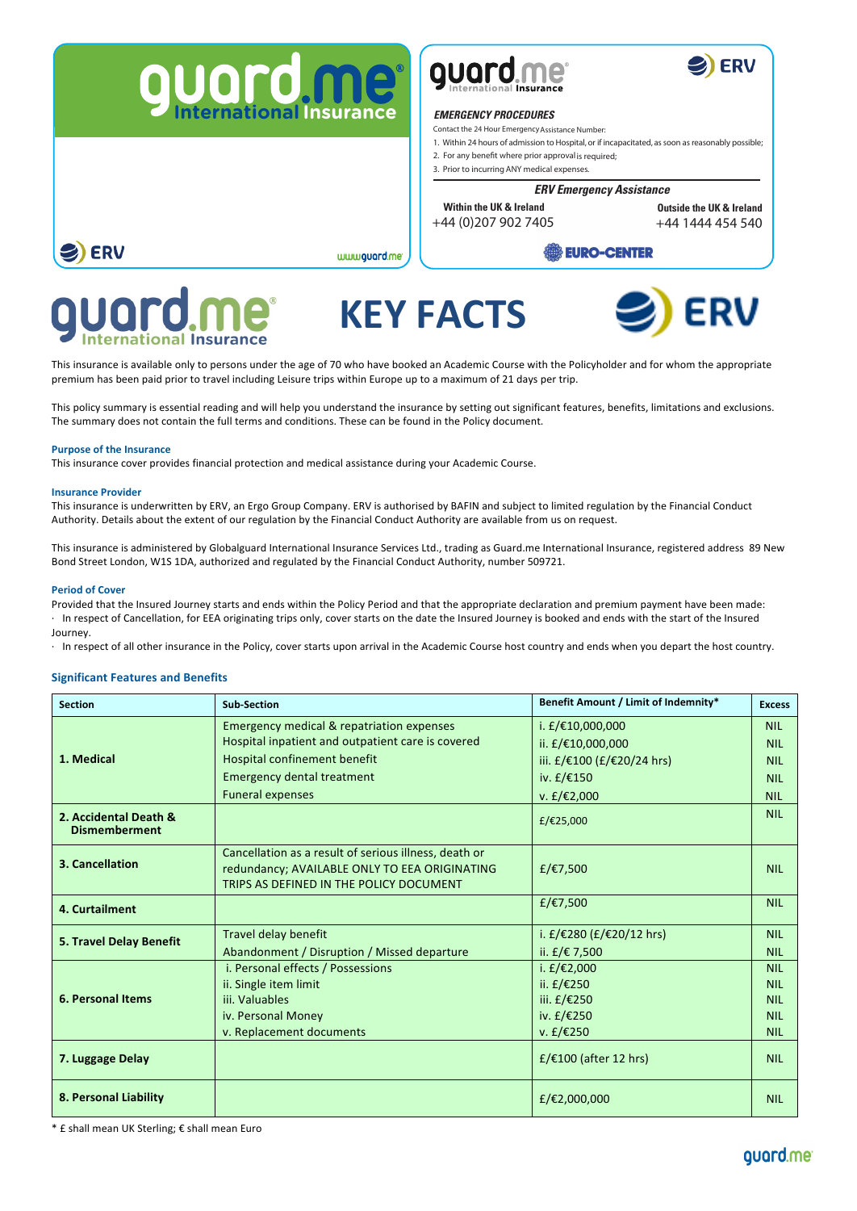guard.me International Insurance

ERV www.guard.me

guard.me International Insurance — ERV

***EMERGENCY PROCEDURES***

Contact the 24 Hour Emergency Assistance Number:

1. Within 24 hours of admission to Hospital, or if incapacitated, as soon as reasonably possible;
2. For any benefit where prior approval is required;
3. Prior to incurring ANY medical expenses.

***ERV Emergency Assistance***

| **Within the UK & Ireland** | **Outside the UK & Ireland** |
|---|---|
| +44 (0)207 902 7405 | +44 1444 454 540 |

EURO-CENTER

# guard.me International Insurance KEY FACTS ERV

This insurance is available only to persons under the age of 70 who have booked an Academic Course with the Policyholder and for whom the appropriate premium has been paid prior to travel including Leisure trips within Europe up to a maximum of 21 days per trip.

This policy summary is essential reading and will help you understand the insurance by setting out significant features, benefits, limitations and exclusions. The summary does not contain the full terms and conditions. These can be found in the Policy document.

### Purpose of the Insurance

This insurance cover provides financial protection and medical assistance during your Academic Course.

### Insurance Provider

This insurance is underwritten by ERV, an Ergo Group Company. ERV is authorised by BAFIN and subject to limited regulation by the Financial Conduct Authority. Details about the extent of our regulation by the Financial Conduct Authority are available from us on request.

This insurance is administered by Globalguard International Insurance Services Ltd., trading as Guard.me International Insurance, registered address 89 New Bond Street London, W1S 1DA, authorized and regulated by the Financial Conduct Authority, number 509721.

### Period of Cover

Provided that the Insured Journey starts and ends within the Policy Period and that the appropriate declaration and premium payment have been made:

- In respect of Cancellation, for EEA originating trips only, cover starts on the date the Insured Journey is booked and ends with the start of the Insured Journey.
- In respect of all other insurance in the Policy, cover starts upon arrival in the Academic Course host country and ends when you depart the host country.

## Significant Features and Benefits

| Section | Sub-Section | Benefit Amount / Limit of Indemnity* | Excess |
|---|---|---|---|
| **1. Medical** | Emergency medical & repatriation expenses<br>Hospital inpatient and outpatient care is covered<br>Hospital confinement benefit<br>Emergency dental treatment<br>Funeral expenses | i. £/€10,000,000<br>ii. £/€10,000,000<br>iii. £/€100 (£/€20/24 hrs)<br>iv. £/€150<br>v. £/€2,000 | NIL<br>NIL<br>NIL<br>NIL<br>NIL |
| **2. Accidental Death & Dismemberment** | | £/€25,000 | NIL |
| **3. Cancellation** | Cancellation as a result of serious illness, death or redundancy; AVAILABLE ONLY TO EEA ORIGINATING TRIPS AS DEFINED IN THE POLICY DOCUMENT | £/€7,500 | NIL |
| **4. Curtailment** | | £/€7,500 | NIL |
| **5. Travel Delay Benefit** | Travel delay benefit<br>Abandonment / Disruption / Missed departure | i. £/€280 (£/€20/12 hrs)<br>ii. £/€ 7,500 | NIL<br>NIL |
| **6. Personal Items** | i. Personal effects / Possessions<br>ii. Single item limit<br>iii. Valuables<br>iv. Personal Money<br>v. Replacement documents | i. £/€2,000<br>ii. £/€250<br>iii. £/€250<br>iv. £/€250<br>v. £/€250 | NIL<br>NIL<br>NIL<br>NIL<br>NIL |
| **7. Luggage Delay** | | £/€100 (after 12 hrs) | NIL |
| **8. Personal Liability** | | £/€2,000,000 | NIL |

* £ shall mean UK Sterling; € shall mean Euro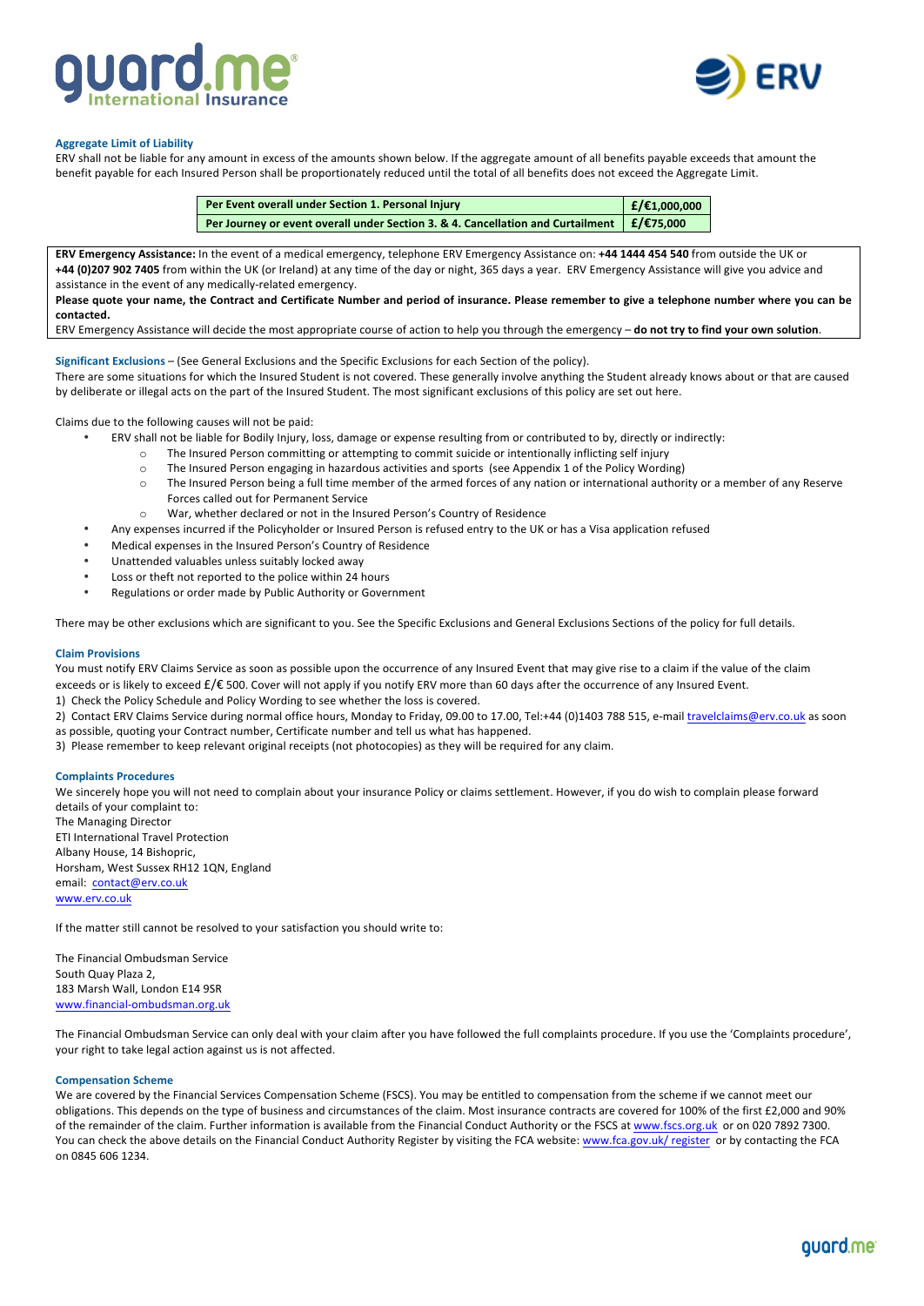### Aggregate Limit of Liability

ERV shall not be liable for any amount in excess of the amounts shown below. If the aggregate amount of all benefits payable exceeds that amount the benefit payable for each Insured Person shall be proportionately reduced until the total of all benefits does not exceed the Aggregate Limit.

| | |
|---|---|
| **Per Event overall under Section 1. Personal Injury** | **£/€1,000,000** |
| **Per Journey or event overall under Section 3. & 4. Cancellation and Curtailment** | **£/€75,000** |

**ERV Emergency Assistance:** In the event of a medical emergency, telephone ERV Emergency Assistance on: **+44 1444 454 540** from outside the UK or **+44 (0)207 902 7405** from within the UK (or Ireland) at any time of the day or night, 365 days a year. ERV Emergency Assistance will give you advice and assistance in the event of any medically-related emergency.

**Please quote your name, the Contract and Certificate Number and period of insurance. Please remember to give a telephone number where you can be contacted.**

ERV Emergency Assistance will decide the most appropriate course of action to help you through the emergency – **do not try to find your own solution**.

### Significant Exclusions

– (See General Exclusions and the Specific Exclusions for each Section of the policy).

There are some situations for which the Insured Student is not covered. These generally involve anything the Student already knows about or that are caused by deliberate or illegal acts on the part of the Insured Student. The most significant exclusions of this policy are set out here.

Claims due to the following causes will not be paid:

- ERV shall not be liable for Bodily Injury, loss, damage or expense resulting from or contributed to by, directly or indirectly:
  - The Insured Person committing or attempting to commit suicide or intentionally inflicting self injury
  - The Insured Person engaging in hazardous activities and sports (see Appendix 1 of the Policy Wording)
  - The Insured Person being a full time member of the armed forces of any nation or international authority or a member of any Reserve Forces called out for Permanent Service
  - War, whether declared or not in the Insured Person's Country of Residence
- Any expenses incurred if the Policyholder or Insured Person is refused entry to the UK or has a Visa application refused
- Medical expenses in the Insured Person's Country of Residence
- Unattended valuables unless suitably locked away
- Loss or theft not reported to the police within 24 hours
- Regulations or order made by Public Authority or Government

There may be other exclusions which are significant to you. See the Specific Exclusions and General Exclusions Sections of the policy for full details.

### Claim Provisions

You must notify ERV Claims Service as soon as possible upon the occurrence of any Insured Event that may give rise to a claim if the value of the claim exceeds or is likely to exceed £/€ 500. Cover will not apply if you notify ERV more than 60 days after the occurrence of any Insured Event.

1) Check the Policy Schedule and Policy Wording to see whether the loss is covered.
2) Contact ERV Claims Service during normal office hours, Monday to Friday, 09.00 to 17.00, Tel:+44 (0)1403 788 515, e-mail travelclaims@erv.co.uk as soon as possible, quoting your Contract number, Certificate number and tell us what has happened.
3) Please remember to keep relevant original receipts (not photocopies) as they will be required for any claim.

### Complaints Procedures

We sincerely hope you will not need to complain about your insurance Policy or claims settlement. However, if you do wish to complain please forward details of your complaint to:

The Managing Director
ETI International Travel Protection
Albany House, 14 Bishopric,
Horsham, West Sussex RH12 1QN, England
email: contact@erv.co.uk
www.erv.co.uk

If the matter still cannot be resolved to your satisfaction you should write to:

The Financial Ombudsman Service
South Quay Plaza 2,
183 Marsh Wall, London E14 9SR
www.financial-ombudsman.org.uk

The Financial Ombudsman Service can only deal with your claim after you have followed the full complaints procedure. If you use the 'Complaints procedure', your right to take legal action against us is not affected.

### Compensation Scheme

We are covered by the Financial Services Compensation Scheme (FSCS). You may be entitled to compensation from the scheme if we cannot meet our obligations. This depends on the type of business and circumstances of the claim. Most insurance contracts are covered for 100% of the first £2,000 and 90% of the remainder of the claim. Further information is available from the Financial Conduct Authority or the FSCS at www.fscs.org.uk or on 020 7892 7300. You can check the above details on the Financial Conduct Authority Register by visiting the FCA website: www.fca.gov.uk/ register or by contacting the FCA on 0845 606 1234.